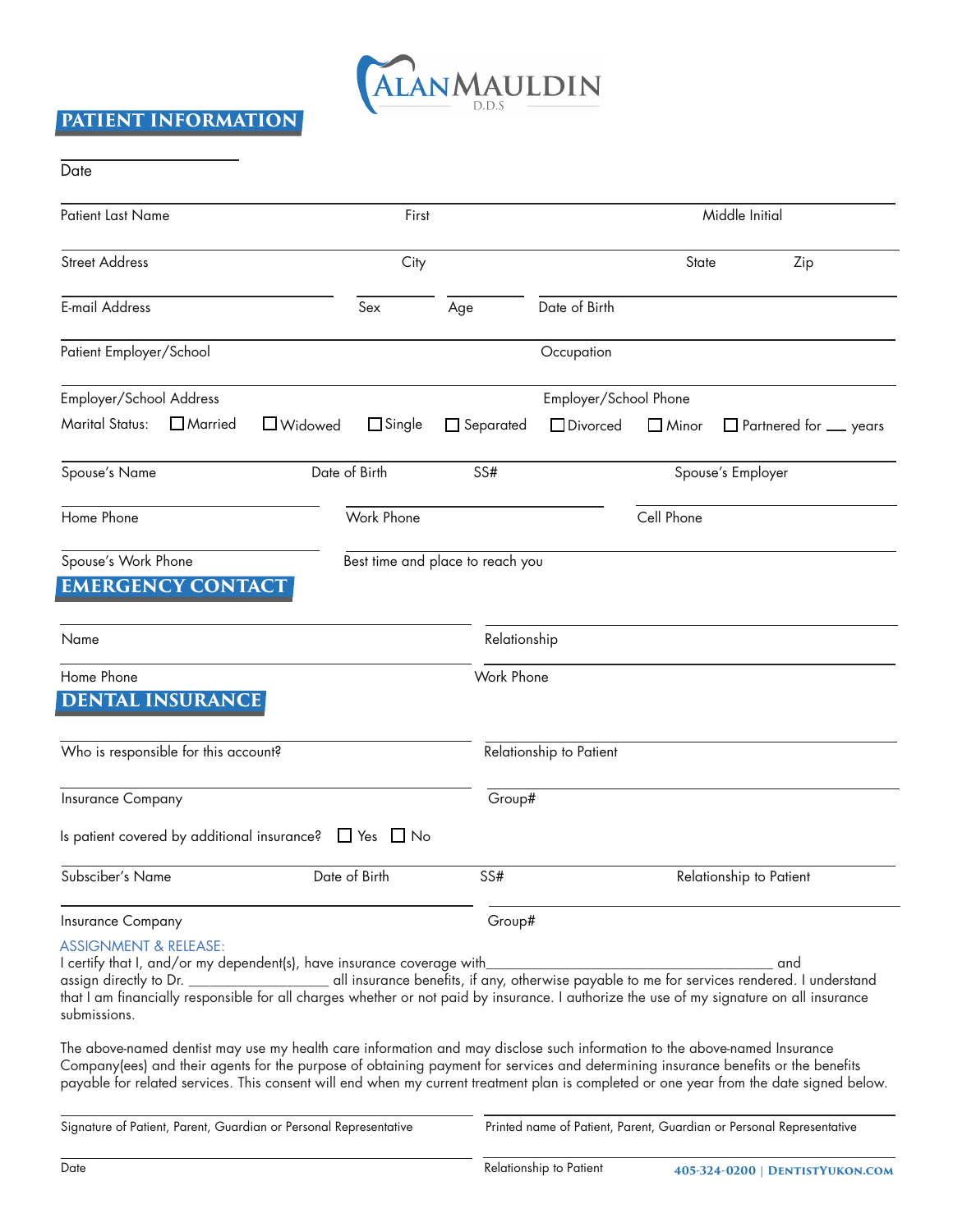ALAN MAULDIN D.D.S

## PATIENT INFORMATION

Date

Patient Last Name | First | Middle Initial

Street Address | City | State | Zip

E-mail Address | Sex | Age | Date of Birth

Patient Employer/School | Occupation

Employer/School Address | Employer/School Phone

Marital Status: ☐ Married ☐ Widowed ☐ Single ☐ Separated ☐ Divorced ☐ Minor ☐ Partnered for ___ years

Spouse's Name | Date of Birth | SS# | Spouse's Employer

Home Phone | Work Phone | Cell Phone

Spouse's Work Phone | Best time and place to reach you

## EMERGENCY CONTACT

Name | Relationship

Home Phone | Work Phone

## DENTAL INSURANCE

Who is responsible for this account? | Relationship to Patient

Insurance Company | Group#

Is patient covered by additional insurance? ☐ Yes ☐ No

Subscriber's Name | Date of Birth | SS# | Relationship to Patient

Insurance Company | Group#

### ASSIGNMENT & RELEASE:

I certify that I, and/or my dependent(s), have insurance coverage with_______________________________________ and assign directly to Dr. __________________ all insurance benefits, if any, otherwise payable to me for services rendered. I understand that I am financially responsible for all charges whether or not paid by insurance. I authorize the use of my signature on all insurance submissions.

The above-named dentist may use my health care information and may disclose such information to the above-named Insurance Company(ees) and their agents for the purpose of obtaining payment for services and determining insurance benefits or the benefits payable for related services. This consent will end when my current treatment plan is completed or one year from the date signed below.

Signature of Patient, Parent, Guardian or Personal Representative | Printed name of Patient, Parent, Guardian or Personal Representative

Date | Relationship to Patient

405-324-0200 | DENTISTYUKON.COM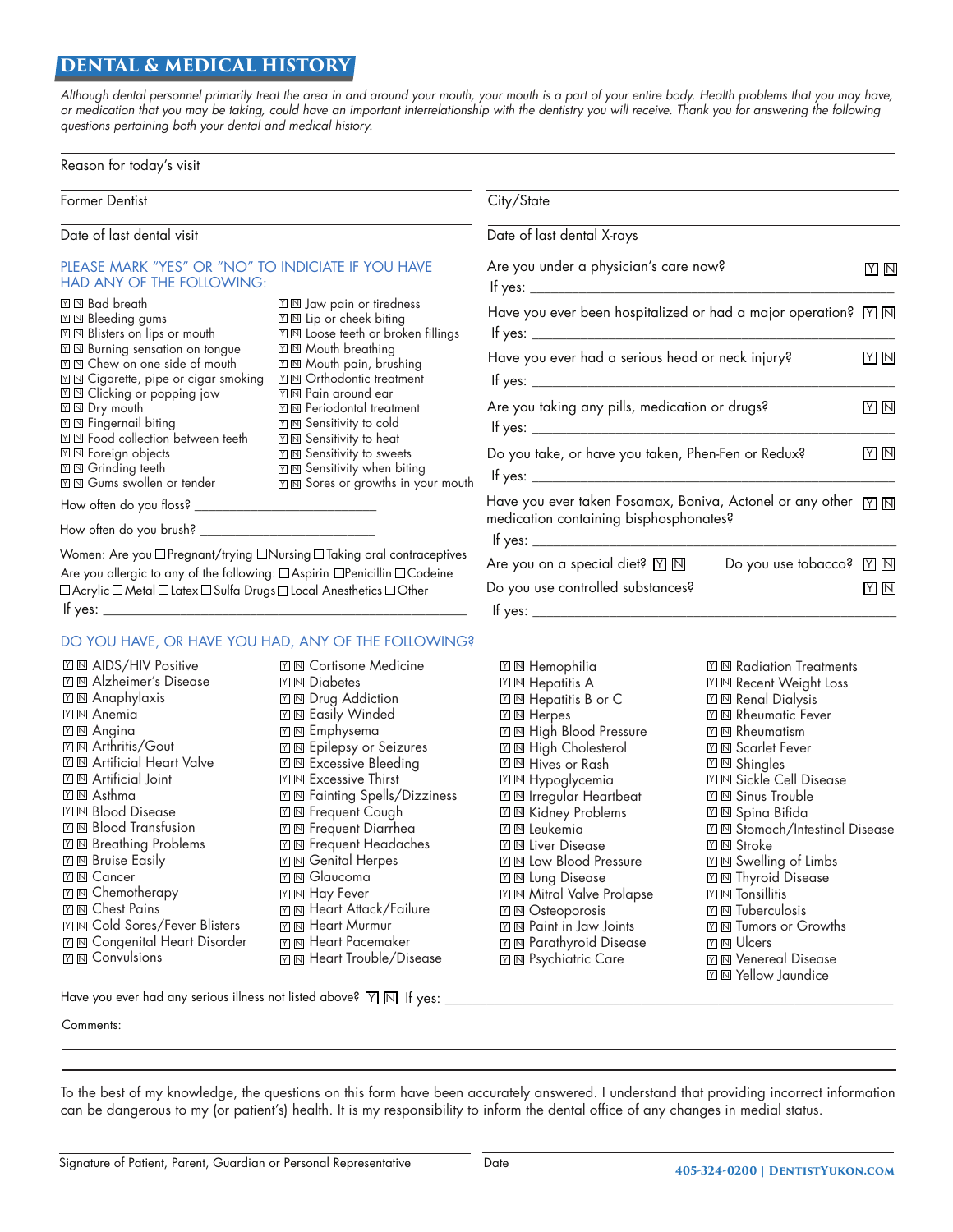# DENTAL & MEDICAL HISTORY

*Although dental personnel primarily treat the area in and around your mouth, your mouth is a part of your entire body. Health problems that you may have, or medication that you may be taking, could have an important interrelationship with the dentistry you will receive. Thank you for answering the following questions pertaining both your dental and medical history.*

Reason for today's visit

Former Dentist ____________________ City/State ____________________

Date of last dental visit ____________________ Date of last dental X-rays ____________________

PLEASE MARK "YES" OR "NO" TO INDICATE IF YOU HAVE HAD ANY OF THE FOLLOWING:

- Y N Bad breath
- Y N Bleeding gums
- Y N Blisters on lips or mouth
- Y N Burning sensation on tongue
- Y N Chew on one side of mouth
- Y N Cigarette, pipe or cigar smoking
- Y N Clicking or popping jaw
- Y N Dry mouth
- Y N Fingernail biting
- Y N Food collection between teeth
- Y N Foreign objects
- Y N Grinding teeth
- Y N Gums swollen or tender
- Y N Jaw pain or tiredness
- Y N Lip or cheek biting
- Y N Loose teeth or broken fillings
- Y N Mouth breathing
- Y N Mouth pain, brushing
- Y N Orthodontic treatment
- Y N Pain around ear
- Y N Periodontal treatment
- Y N Sensitivity to cold
- Y N Sensitivity to heat
- Y N Sensitivity to sweets
- Y N Sensitivity when biting
- Y N Sores or growths in your mouth

How often do you floss? ____________________

How often do you brush? ____________________

Women: Are you ☐ Pregnant/trying ☐ Nursing ☐ Taking oral contraceptives

Are you allergic to any of the following: ☐ Aspirin ☐ Penicillin ☐ Codeine ☐ Acrylic ☐ Metal ☐ Latex ☐ Sulfa Drugs ☐ Local Anesthetics ☐ Other

If yes: ____________________

Are you under a physician's care now? Y N
If yes: ____________________

Have you ever been hospitalized or had a major operation? Y N
If yes: ____________________

Have you ever had a serious head or neck injury? Y N
If yes: ____________________

Are you taking any pills, medication or drugs? Y N
If yes: ____________________

Do you take, or have you taken, Phen-Fen or Redux? Y N
If yes: ____________________

Have you ever taken Fosamax, Boniva, Actonel or any other medication containing bisphosphonates? Y N
If yes: ____________________

Are you on a special diet? Y N Do you use tobacco? Y N

Do you use controlled substances? Y N
If yes: ____________________

DO YOU HAVE, OR HAVE YOU HAD, ANY OF THE FOLLOWING?

- Y N AIDS/HIV Positive
- Y N Alzheimer's Disease
- Y N Anaphylaxis
- Y N Anemia
- Y N Angina
- Y N Arthritis/Gout
- Y N Artificial Heart Valve
- Y N Artificial Joint
- Y N Asthma
- Y N Blood Disease
- Y N Blood Transfusion
- Y N Breathing Problems
- Y N Bruise Easily
- Y N Cancer
- Y N Chemotherapy
- Y N Chest Pains
- Y N Cold Sores/Fever Blisters
- Y N Congenital Heart Disorder
- Y N Convulsions
- Y N Cortisone Medicine
- Y N Diabetes
- Y N Drug Addiction
- Y N Easily Winded
- Y N Emphysema
- Y N Epilepsy or Seizures
- Y N Excessive Bleeding
- Y N Excessive Thirst
- Y N Fainting Spells/Dizziness
- Y N Frequent Cough
- Y N Frequent Diarrhea
- Y N Frequent Headaches
- Y N Genital Herpes
- Y N Glaucoma
- Y N Hay Fever
- Y N Heart Attack/Failure
- Y N Heart Murmur
- Y N Heart Pacemaker
- Y N Heart Trouble/Disease
- Y N Hemophilia
- Y N Hepatitis A
- Y N Hepatitis B or C
- Y N Herpes
- Y N High Blood Pressure
- Y N High Cholesterol
- Y N Hives or Rash
- Y N Hypoglycemia
- Y N Irregular Heartbeat
- Y N Kidney Problems
- Y N Leukemia
- Y N Liver Disease
- Y N Low Blood Pressure
- Y N Lung Disease
- Y N Mitral Valve Prolapse
- Y N Osteoporosis
- Y N Pain in Jaw Joints
- Y N Parathyroid Disease
- Y N Psychiatric Care
- Y N Radiation Treatments
- Y N Recent Weight Loss
- Y N Renal Dialysis
- Y N Rheumatic Fever
- Y N Rheumatism
- Y N Scarlet Fever
- Y N Shingles
- Y N Sickle Cell Disease
- Y N Sinus Trouble
- Y N Spina Bifida
- Y N Stomach/Intestinal Disease
- Y N Stroke
- Y N Swelling of Limbs
- Y N Thyroid Disease
- Y N Tonsillitis
- Y N Tuberculosis
- Y N Tumors or Growths
- Y N Ulcers
- Y N Venereal Disease
- Y N Yellow Jaundice

Have you ever had any serious illness not listed above? Y N If yes: ____________________

Comments:

To the best of my knowledge, the questions on this form have been accurately answered. I understand that providing incorrect information can be dangerous to my (or patient's) health. It is my responsibility to inform the dental office of any changes in medial status.

Signature of Patient, Parent, Guardian or Personal Representative ____________________ Date ____________________

405-324-0200 | DentistYukon.com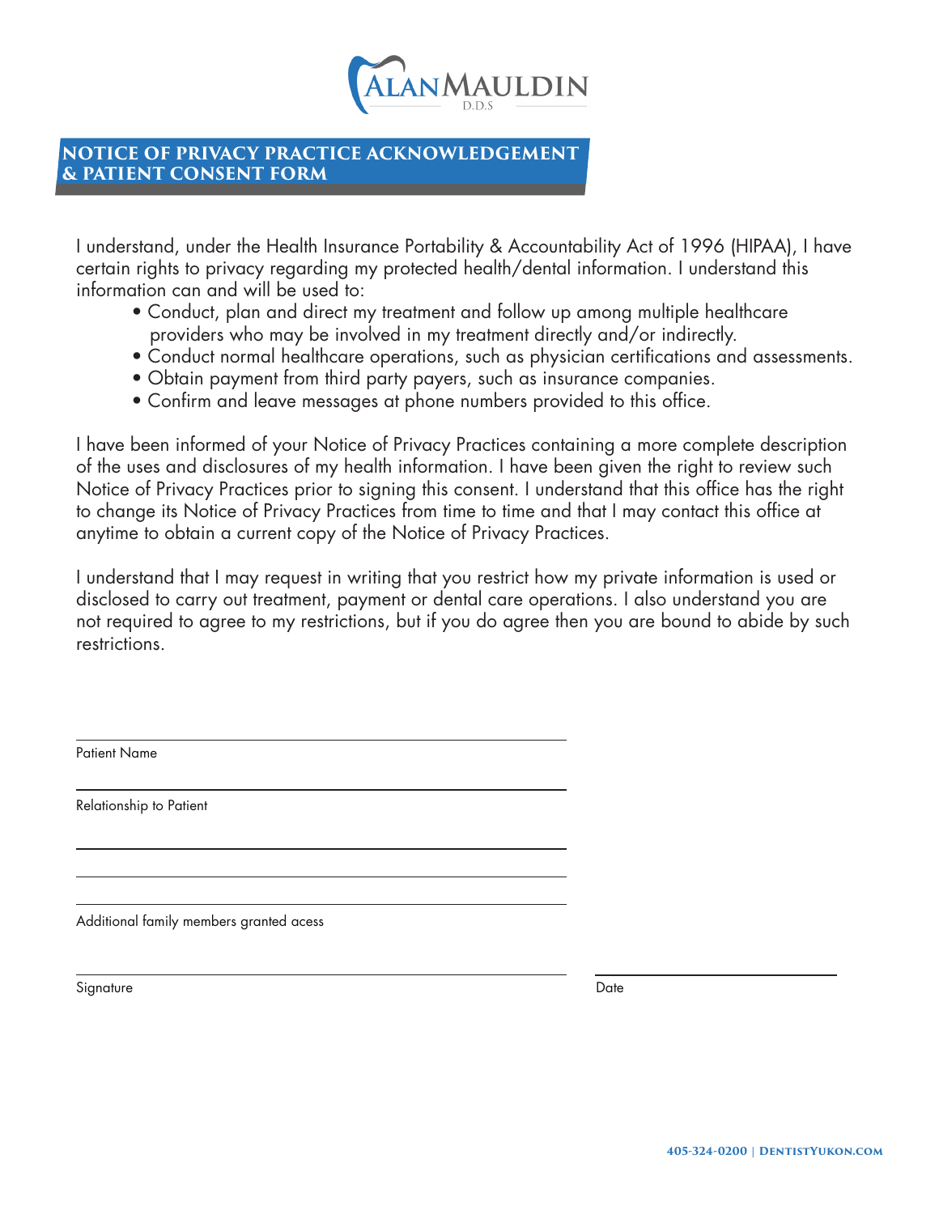ALAN MAULDIN
D.D.S

# NOTICE OF PRIVACY PRACTICE ACKNOWLEDGEMENT & PATIENT CONSENT FORM

I understand, under the Health Insurance Portability & Accountability Act of 1996 (HIPAA), I have certain rights to privacy regarding my protected health/dental information. I understand this information can and will be used to:

- Conduct, plan and direct my treatment and follow up among multiple healthcare providers who may be involved in my treatment directly and/or indirectly.
- Conduct normal healthcare operations, such as physician certifications and assessments.
- Obtain payment from third party payers, such as insurance companies.
- Confirm and leave messages at phone numbers provided to this office.

I have been informed of your Notice of Privacy Practices containing a more complete description of the uses and disclosures of my health information. I have been given the right to review such Notice of Privacy Practices prior to signing this consent. I understand that this office has the right to change its Notice of Privacy Practices from time to time and that I may contact this office at anytime to obtain a current copy of the Notice of Privacy Practices.

I understand that I may request in writing that you restrict how my private information is used or disclosed to carry out treatment, payment or dental care operations. I also understand you are not required to agree to my restrictions, but if you do agree then you are bound to abide by such restrictions.

______________________________
Patient Name

______________________________
Relationship to Patient

______________________________

______________________________

______________________________
Additional family members granted acess

______________________________ ______________________________
Signature Date

405-324-0200 | DentistYukon.com